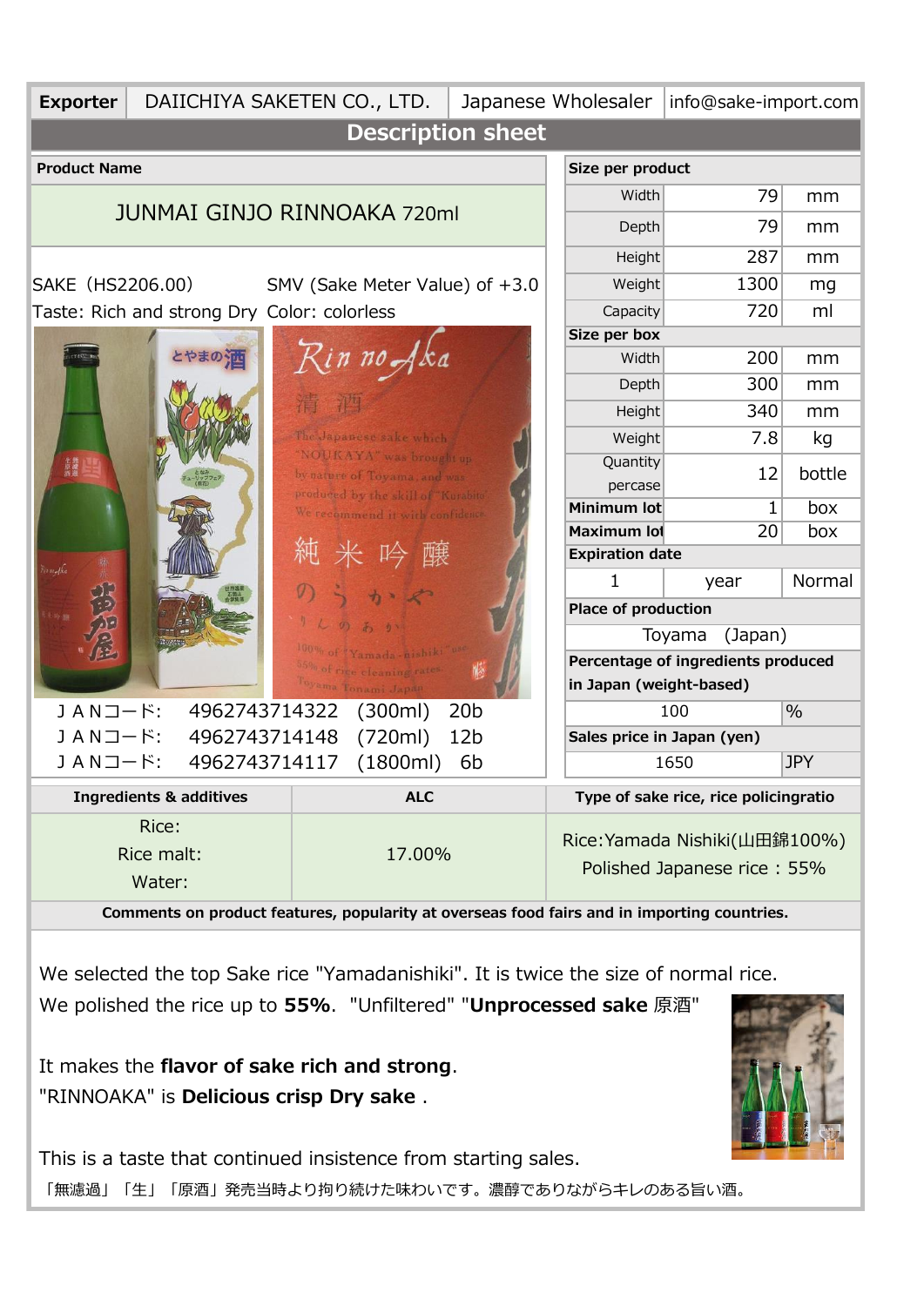| Exporter | DAIICHIYA SAKETEN CO., LTD. | Japanese Wholesaler | info@sake-import.com |
|---|---|---|---|

## Description sheet

**Product Name**

JUNMAI GINJO RINNOAKA 720ml

SAKE（HS2206.00） SMV (Sake Meter Value) of +3.0

Taste: Rich and strong Dry Color: colorless

| JANコード: | 4962743714322 | (300ml) | 20b |
|---|---|---|---|
| JANコード: | 4962743714148 | (720ml) | 12b |
| JANコード: | 4962743714117 | (1800ml) | 6b |

| **Size per product** | | |
|---|---|---|
| Width | 79 | mm |
| Depth | 79 | mm |
| Height | 287 | mm |
| Weight | 1300 | mg |
| Capacity | 720 | ml |
| **Size per box** | | |
| Width | 200 | mm |
| Depth | 300 | mm |
| Height | 340 | mm |
| Weight | 7.8 | kg |
| Quantity percase | 12 | bottle |
| **Minimum lot** | 1 | box |
| **Maximum lot** | 20 | box |
| **Expiration date** | | |
| 1 | year | Normal |
| **Place of production** | | |
| Toyama (Japan) | | |
| **Percentage of ingredients produced in Japan (weight-based)** | | |
| 100 | % | |
| **Sales price in Japan (yen)** | | |
| 1650 | JPY | |

| Ingredients & additives | ALC | Type of sake rice, rice policingratio |
|---|---|---|
| Rice:<br>Rice malt:<br>Water: | 17.00% | Rice:Yamada Nishiki(山田錦100%)<br>Polished Japanese rice：55% |

**Comments on product features, popularity at overseas food fairs and in importing countries.**

We selected the top Sake rice "Yamadanishiki". It is twice the size of normal rice.
We polished the rice up to **55%**. "Unfiltered" "**Unprocessed sake** 原酒"

It makes the **flavor of sake rich and strong**.
"RINNOAKA" is **Delicious crisp Dry sake** .

This is a taste that continued insistence from starting sales.

「無濾過」「生」「原酒」発売当時より拘り続けた味わいです。濃醇でありながらキレのある旨い酒。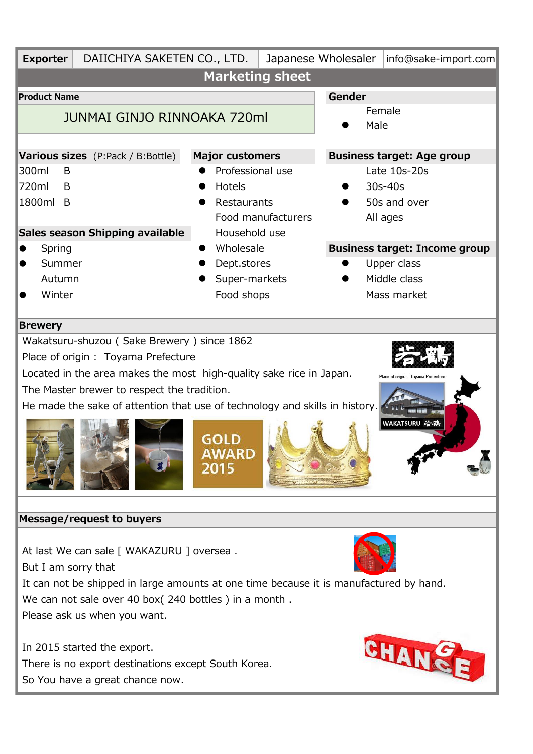| Exporter | DAIICHIYA SAKETEN CO., LTD. | Japanese Wholesaler | info@sake-import.com |
|---|---|---|---|

## Marketing sheet

**Product Name**

JUNMAI GINJO RINNOAKA 720ml

**Gender**

- Female
- ● Male

**Various sizes** (P:Pack / B:Bottle)

| | |
|---|---|
| 300ml | B |
| 720ml | B |
| 1800ml | B |

**Sales season Shipping available**

- ● Spring
- ● Summer
- Autumn
- ● Winter

**Major customers**

- ● Professional use
- ● Hotels
- ● Restaurants
- Food manufacturers
- Household use
- ● Wholesale
- ● Dept.stores
- ● Super-markets
- Food shops

**Business target: Age group**

- Late 10s-20s
- ● 30s-40s
- ● 50s and over
- All ages

**Business target: Income group**

- ● Upper class
- ● Middle class
- Mass market

### Brewery

Wakatsuru-shuzou ( Sake Brewery ) since 1862

Place of origin : Toyama Prefecture

Located in the area makes the most high-quality sake rice in Japan.

The Master brewer to respect the tradition.

He made the sake of attention that use of technology and skills in history.

GOLD AWARD 2015

### Message/request to buyers

At last We can sale [ WAKAZURU ] oversea .

But I am sorry that

It can not be shipped in large amounts at one time because it is manufactured by hand.

We can not sale over 40 box( 240 bottles ) in a month .

Please ask us when you want.

In 2015 started the export.

There is no export destinations except South Korea.

So You have a great chance now.